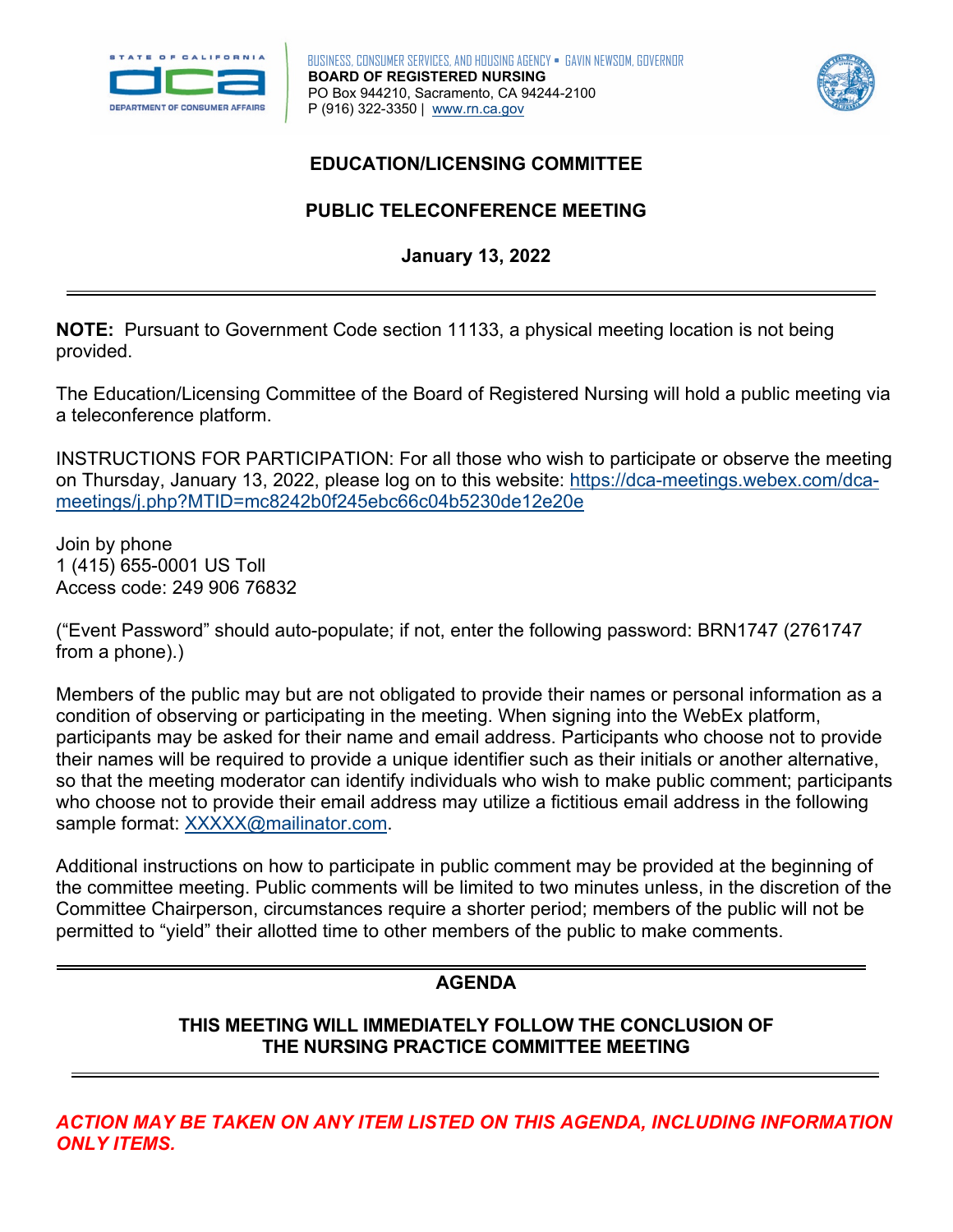BUSINESS, CONSUMER SERVICES, AND HOUSING AGENCY ▪ GAVIN NEWSOM, GOVERNOR
**BOARD OF REGISTERED NURSING**
PO Box 944210, Sacramento, CA 94244-2100
P (916) 322-3350 | www.rn.ca.gov

# EDUCATION/LICENSING COMMITTEE

## PUBLIC TELECONFERENCE MEETING

**January 13, 2022**

---

**NOTE:** Pursuant to Government Code section 11133, a physical meeting location is not being provided.

The Education/Licensing Committee of the Board of Registered Nursing will hold a public meeting via a teleconference platform.

INSTRUCTIONS FOR PARTICIPATION: For all those who wish to participate or observe the meeting on Thursday, January 13, 2022, please log on to this website: https://dca-meetings.webex.com/dca-meetings/j.php?MTID=mc8242b0f245ebc66c04b5230de12e20e

Join by phone
1 (415) 655-0001 US Toll
Access code: 249 906 76832

("Event Password" should auto-populate; if not, enter the following password: BRN1747 (2761747 from a phone).)

Members of the public may but are not obligated to provide their names or personal information as a condition of observing or participating in the meeting. When signing into the WebEx platform, participants may be asked for their name and email address. Participants who choose not to provide their names will be required to provide a unique identifier such as their initials or another alternative, so that the meeting moderator can identify individuals who wish to make public comment; participants who choose not to provide their email address may utilize a fictitious email address in the following sample format: XXXXX@mailinator.com.

Additional instructions on how to participate in public comment may be provided at the beginning of the committee meeting. Public comments will be limited to two minutes unless, in the discretion of the Committee Chairperson, circumstances require a shorter period; members of the public will not be permitted to "yield" their allotted time to other members of the public to make comments.

---

## AGENDA

**THIS MEETING WILL IMMEDIATELY FOLLOW THE CONCLUSION OF THE NURSING PRACTICE COMMITTEE MEETING**

---

***ACTION MAY BE TAKEN ON ANY ITEM LISTED ON THIS AGENDA, INCLUDING INFORMATION ONLY ITEMS.***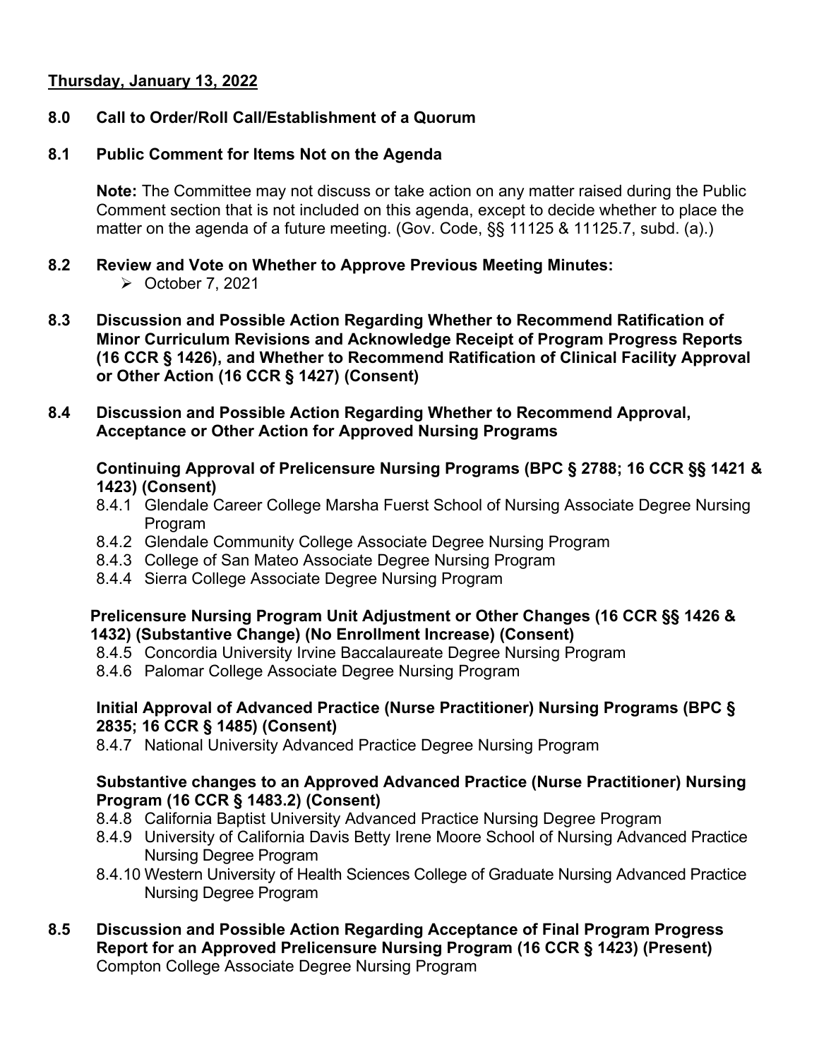**Thursday, January 13, 2022**

**8.0 Call to Order/Roll Call/Establishment of a Quorum**

**8.1 Public Comment for Items Not on the Agenda**

**Note:** The Committee may not discuss or take action on any matter raised during the Public Comment section that is not included on this agenda, except to decide whether to place the matter on the agenda of a future meeting. (Gov. Code, §§ 11125 & 11125.7, subd. (a).)

**8.2 Review and Vote on Whether to Approve Previous Meeting Minutes:**

- October 7, 2021

**8.3 Discussion and Possible Action Regarding Whether to Recommend Ratification of Minor Curriculum Revisions and Acknowledge Receipt of Program Progress Reports (16 CCR § 1426), and Whether to Recommend Ratification of Clinical Facility Approval or Other Action (16 CCR § 1427) (Consent)**

**8.4 Discussion and Possible Action Regarding Whether to Recommend Approval, Acceptance or Other Action for Approved Nursing Programs**

**Continuing Approval of Prelicensure Nursing Programs (BPC § 2788; 16 CCR §§ 1421 & 1423) (Consent)**

8.4.1 Glendale Career College Marsha Fuerst School of Nursing Associate Degree Nursing Program
8.4.2 Glendale Community College Associate Degree Nursing Program
8.4.3 College of San Mateo Associate Degree Nursing Program
8.4.4 Sierra College Associate Degree Nursing Program

**Prelicensure Nursing Program Unit Adjustment or Other Changes (16 CCR §§ 1426 & 1432) (Substantive Change) (No Enrollment Increase) (Consent)**

8.4.5 Concordia University Irvine Baccalaureate Degree Nursing Program
8.4.6 Palomar College Associate Degree Nursing Program

**Initial Approval of Advanced Practice (Nurse Practitioner) Nursing Programs (BPC § 2835; 16 CCR § 1485) (Consent)**

8.4.7 National University Advanced Practice Degree Nursing Program

**Substantive changes to an Approved Advanced Practice (Nurse Practitioner) Nursing Program (16 CCR § 1483.2) (Consent)**

8.4.8 California Baptist University Advanced Practice Nursing Degree Program
8.4.9 University of California Davis Betty Irene Moore School of Nursing Advanced Practice Nursing Degree Program
8.4.10 Western University of Health Sciences College of Graduate Nursing Advanced Practice Nursing Degree Program

**8.5 Discussion and Possible Action Regarding Acceptance of Final Program Progress Report for an Approved Prelicensure Nursing Program (16 CCR § 1423) (Present)**
Compton College Associate Degree Nursing Program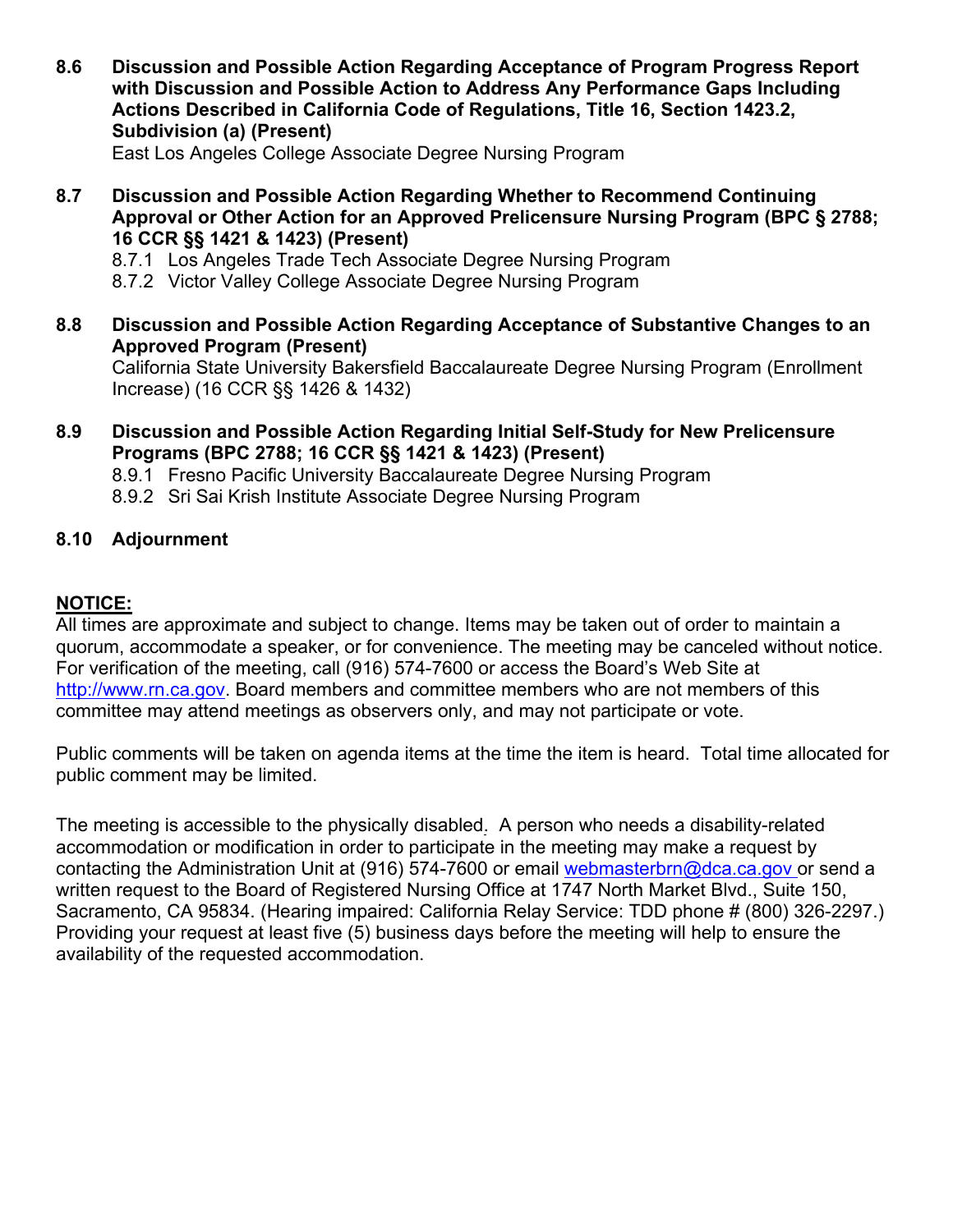**8.6 Discussion and Possible Action Regarding Acceptance of Program Progress Report with Discussion and Possible Action to Address Any Performance Gaps Including Actions Described in California Code of Regulations, Title 16, Section 1423.2, Subdivision (a) (Present)**

East Los Angeles College Associate Degree Nursing Program

**8.7 Discussion and Possible Action Regarding Whether to Recommend Continuing Approval or Other Action for an Approved Prelicensure Nursing Program (BPC § 2788; 16 CCR §§ 1421 & 1423) (Present)**

8.7.1 Los Angeles Trade Tech Associate Degree Nursing Program
8.7.2 Victor Valley College Associate Degree Nursing Program

**8.8 Discussion and Possible Action Regarding Acceptance of Substantive Changes to an Approved Program (Present)**

California State University Bakersfield Baccalaureate Degree Nursing Program (Enrollment Increase) (16 CCR §§ 1426 & 1432)

**8.9 Discussion and Possible Action Regarding Initial Self-Study for New Prelicensure Programs (BPC 2788; 16 CCR §§ 1421 & 1423) (Present)**

8.9.1 Fresno Pacific University Baccalaureate Degree Nursing Program
8.9.2 Sri Sai Krish Institute Associate Degree Nursing Program

**8.10 Adjournment**

**NOTICE:**

All times are approximate and subject to change. Items may be taken out of order to maintain a quorum, accommodate a speaker, or for convenience. The meeting may be canceled without notice. For verification of the meeting, call (916) 574-7600 or access the Board's Web Site at http://www.rn.ca.gov. Board members and committee members who are not members of this committee may attend meetings as observers only, and may not participate or vote.

Public comments will be taken on agenda items at the time the item is heard. Total time allocated for public comment may be limited.

The meeting is accessible to the physically disabled. A person who needs a disability-related accommodation or modification in order to participate in the meeting may make a request by contacting the Administration Unit at (916) 574-7600 or email webmasterbrn@dca.ca.gov or send a written request to the Board of Registered Nursing Office at 1747 North Market Blvd., Suite 150, Sacramento, CA 95834. (Hearing impaired: California Relay Service: TDD phone # (800) 326-2297.) Providing your request at least five (5) business days before the meeting will help to ensure the availability of the requested accommodation.